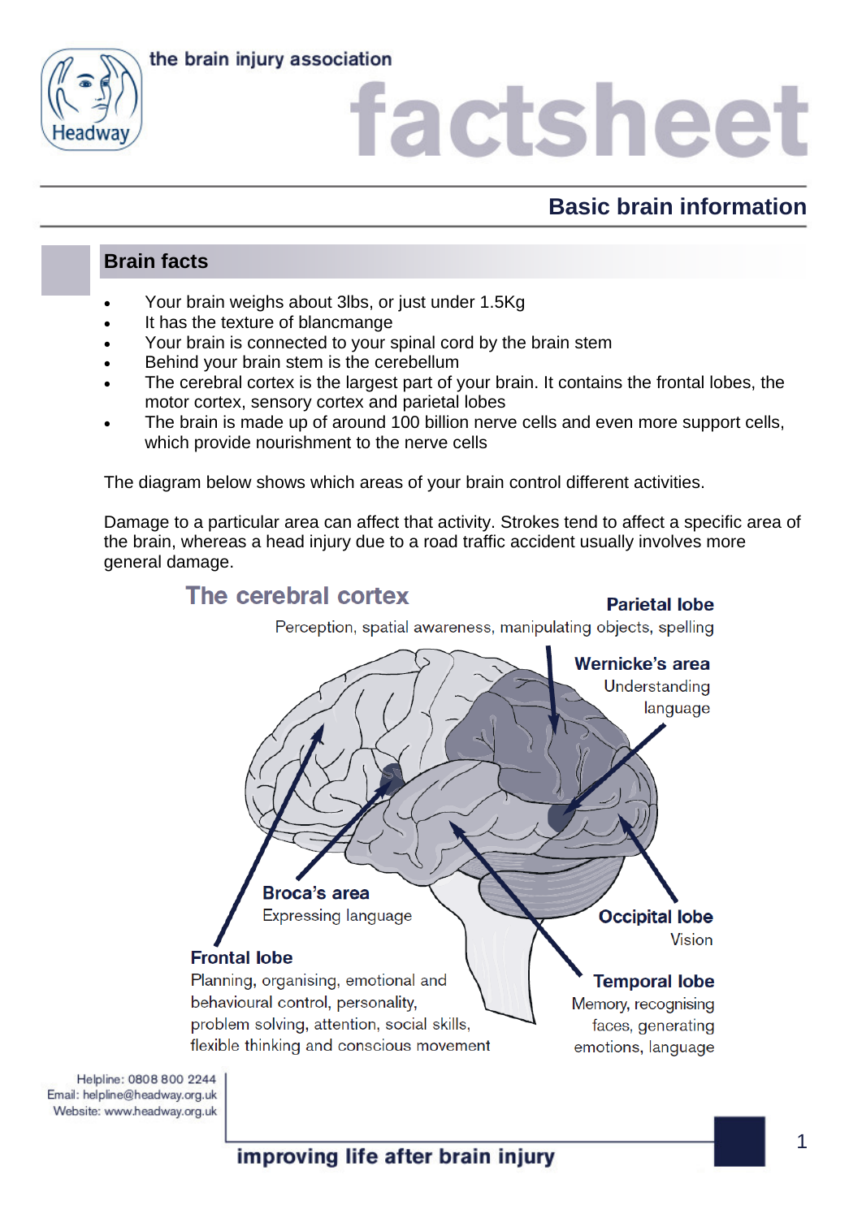the brain injury association

# factsheet

## Basic brain information

### Brain facts

- Your brain weighs about 3lbs, or just under 1.5Kg
- It has the texture of blancmange
- Your brain is connected to your spinal cord by the brain stem
- Behind your brain stem is the cerebellum
- The cerebral cortex is the largest part of your brain. It contains the frontal lobes, the motor cortex, sensory cortex and parietal lobes
- The brain is made up of around 100 billion nerve cells and even more support cells, which provide nourishment to the nerve cells

The diagram below shows which areas of your brain control different activities.

Damage to a particular area can affect that activity. Strokes tend to affect a specific area of the brain, whereas a head injury due to a road traffic accident usually involves more general damage.

**The cerebral cortex**

**Parietal lobe**
Perception, spatial awareness, manipulating objects, spelling

**Wernicke's area**
Understanding language

**Broca's area**
Expressing language

**Occipital lobe**
Vision

**Frontal lobe**
Planning, organising, emotional and behavioural control, personality, problem solving, attention, social skills, flexible thinking and conscious movement

**Temporal lobe**
Memory, recognising faces, generating emotions, language

Helpline: 0808 800 2244
Email: helpline@headway.org.uk
Website: www.headway.org.uk

improving life after brain injury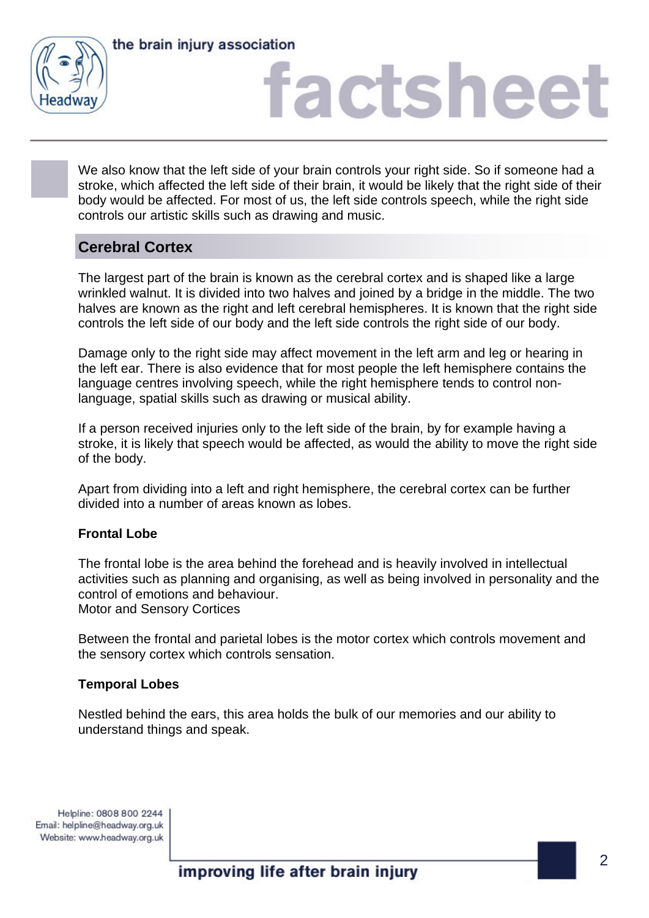We also know that the left side of your brain controls your right side. So if someone had a stroke, which affected the left side of their brain, it would be likely that the right side of their body would be affected. For most of us, the left side controls speech, while the right side controls our artistic skills such as drawing and music.

## Cerebral Cortex

The largest part of the brain is known as the cerebral cortex and is shaped like a large wrinkled walnut. It is divided into two halves and joined by a bridge in the middle. The two halves are known as the right and left cerebral hemispheres. It is known that the right side controls the left side of our body and the left side controls the right side of our body.

Damage only to the right side may affect movement in the left arm and leg or hearing in the left ear. There is also evidence that for most people the left hemisphere contains the language centres involving speech, while the right hemisphere tends to control non-language, spatial skills such as drawing or musical ability.

If a person received injuries only to the left side of the brain, by for example having a stroke, it is likely that speech would be affected, as would the ability to move the right side of the body.

Apart from dividing into a left and right hemisphere, the cerebral cortex can be further divided into a number of areas known as lobes.

### Frontal Lobe

The frontal lobe is the area behind the forehead and is heavily involved in intellectual activities such as planning and organising, as well as being involved in personality and the control of emotions and behaviour.
Motor and Sensory Cortices

Between the frontal and parietal lobes is the motor cortex which controls movement and the sensory cortex which controls sensation.

### Temporal Lobes

Nestled behind the ears, this area holds the bulk of our memories and our ability to understand things and speak.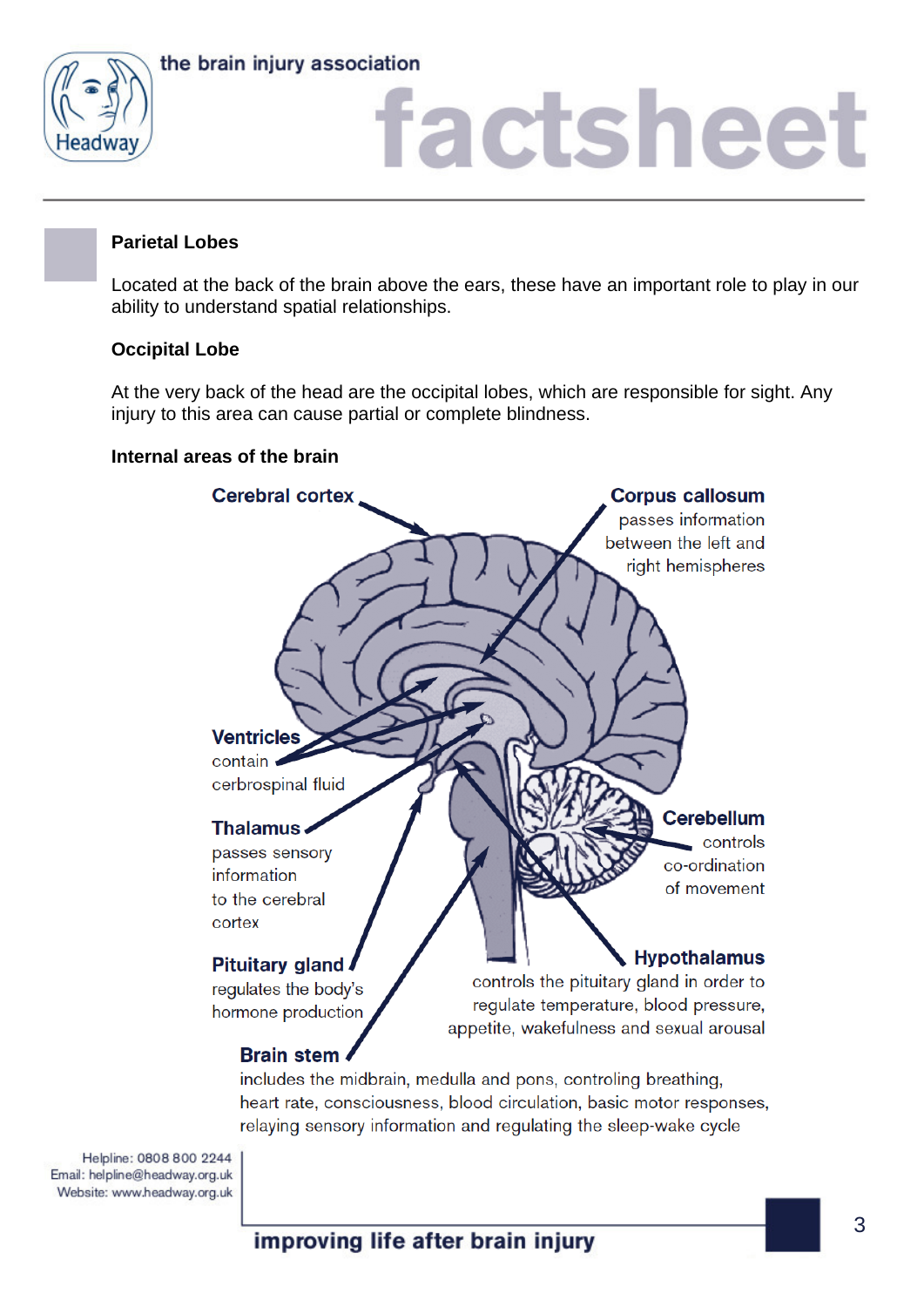### Parietal Lobes

Located at the back of the brain above the ears, these have an important role to play in our ability to understand spatial relationships.

### Occipital Lobe

At the very back of the head are the occipital lobes, which are responsible for sight. Any injury to this area can cause partial or complete blindness.

### Internal areas of the brain

**Cerebral cortex**

**Corpus callosum** passes information between the left and right hemispheres

**Ventricles** contain cerbrospinal fluid

**Thalamus** passes sensory information to the cerebral cortex

**Cerebellum** controls co-ordination of movement

**Pituitary gland** regulates the body's hormone production

**Hypothalamus** controls the pituitary gland in order to regulate temperature, blood pressure, appetite, wakefulness and sexual arousal

**Brain stem** includes the midbrain, medulla and pons, controling breathing, heart rate, consciousness, blood circulation, basic motor responses, relaying sensory information and regulating the sleep-wake cycle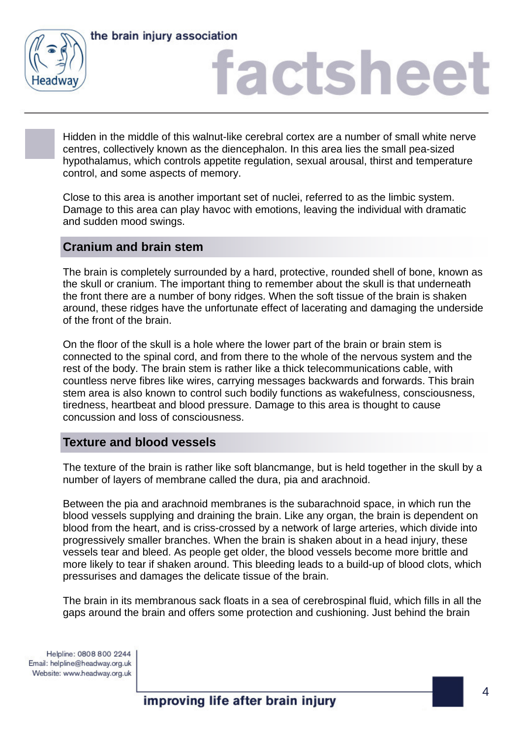Hidden in the middle of this walnut-like cerebral cortex are a number of small white nerve centres, collectively known as the diencephalon. In this area lies the small pea-sized hypothalamus, which controls appetite regulation, sexual arousal, thirst and temperature control, and some aspects of memory.

Close to this area is another important set of nuclei, referred to as the limbic system. Damage to this area can play havoc with emotions, leaving the individual with dramatic and sudden mood swings.

## Cranium and brain stem

The brain is completely surrounded by a hard, protective, rounded shell of bone, known as the skull or cranium. The important thing to remember about the skull is that underneath the front there are a number of bony ridges. When the soft tissue of the brain is shaken around, these ridges have the unfortunate effect of lacerating and damaging the underside of the front of the brain.

On the floor of the skull is a hole where the lower part of the brain or brain stem is connected to the spinal cord, and from there to the whole of the nervous system and the rest of the body. The brain stem is rather like a thick telecommunications cable, with countless nerve fibres like wires, carrying messages backwards and forwards. This brain stem area is also known to control such bodily functions as wakefulness, consciousness, tiredness, heartbeat and blood pressure. Damage to this area is thought to cause concussion and loss of consciousness.

## Texture and blood vessels

The texture of the brain is rather like soft blancmange, but is held together in the skull by a number of layers of membrane called the dura, pia and arachnoid.

Between the pia and arachnoid membranes is the subarachnoid space, in which run the blood vessels supplying and draining the brain. Like any organ, the brain is dependent on blood from the heart, and is criss-crossed by a network of large arteries, which divide into progressively smaller branches. When the brain is shaken about in a head injury, these vessels tear and bleed. As people get older, the blood vessels become more brittle and more likely to tear if shaken around. This bleeding leads to a build-up of blood clots, which pressurises and damages the delicate tissue of the brain.

The brain in its membranous sack floats in a sea of cerebrospinal fluid, which fills in all the gaps around the brain and offers some protection and cushioning. Just behind the brain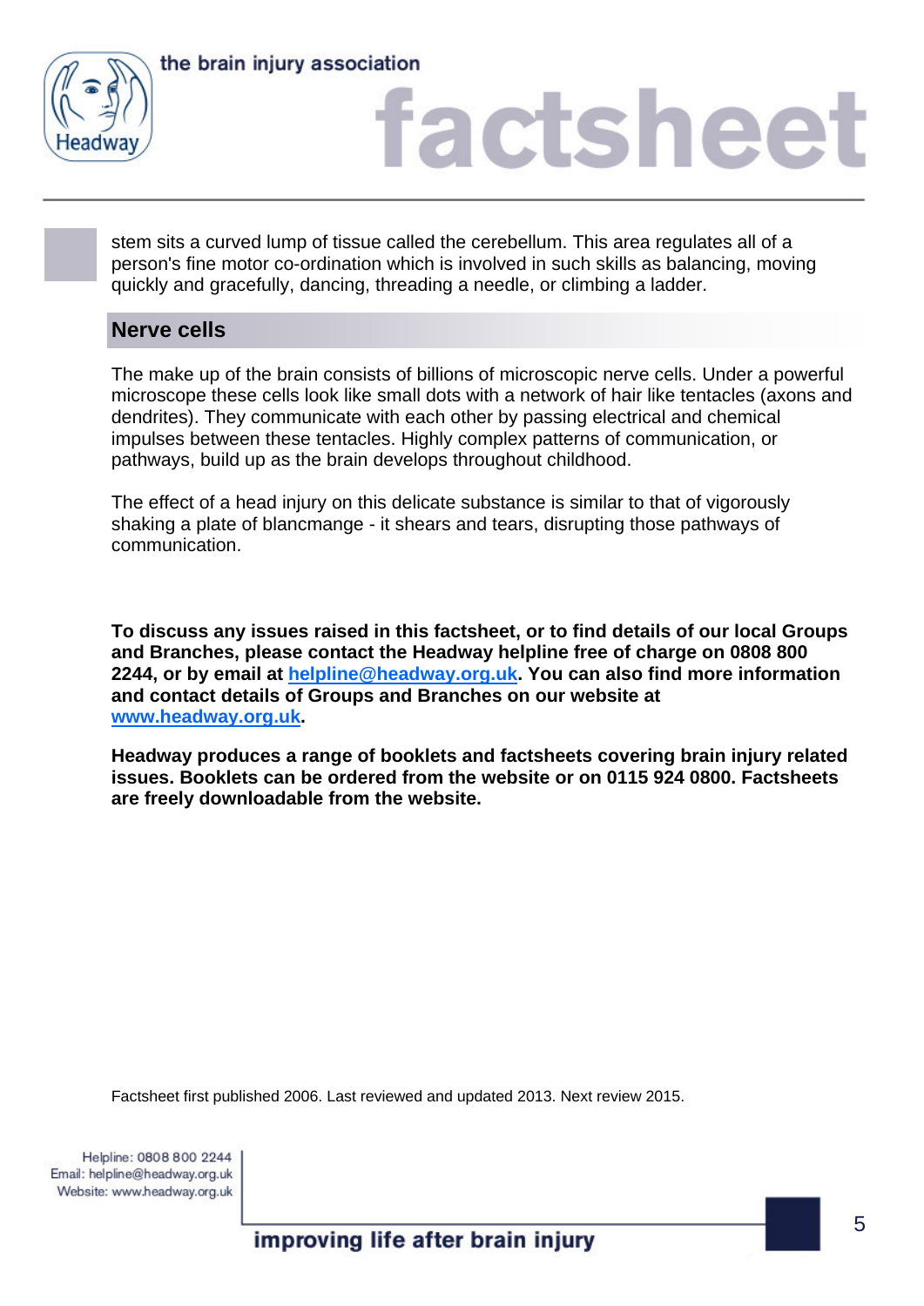stem sits a curved lump of tissue called the cerebellum. This area regulates all of a person's fine motor co-ordination which is involved in such skills as balancing, moving quickly and gracefully, dancing, threading a needle, or climbing a ladder.

## Nerve cells

The make up of the brain consists of billions of microscopic nerve cells. Under a powerful microscope these cells look like small dots with a network of hair like tentacles (axons and dendrites). They communicate with each other by passing electrical and chemical impulses between these tentacles. Highly complex patterns of communication, or pathways, build up as the brain develops throughout childhood.

The effect of a head injury on this delicate substance is similar to that of vigorously shaking a plate of blancmange - it shears and tears, disrupting those pathways of communication.

**To discuss any issues raised in this factsheet, or to find details of our local Groups and Branches, please contact the Headway helpline free of charge on 0808 800 2244, or by email at helpline@headway.org.uk. You can also find more information and contact details of Groups and Branches on our website at www.headway.org.uk.**

**Headway produces a range of booklets and factsheets covering brain injury related issues. Booklets can be ordered from the website or on 0115 924 0800. Factsheets are freely downloadable from the website.**

Factsheet first published 2006. Last reviewed and updated 2013. Next review 2015.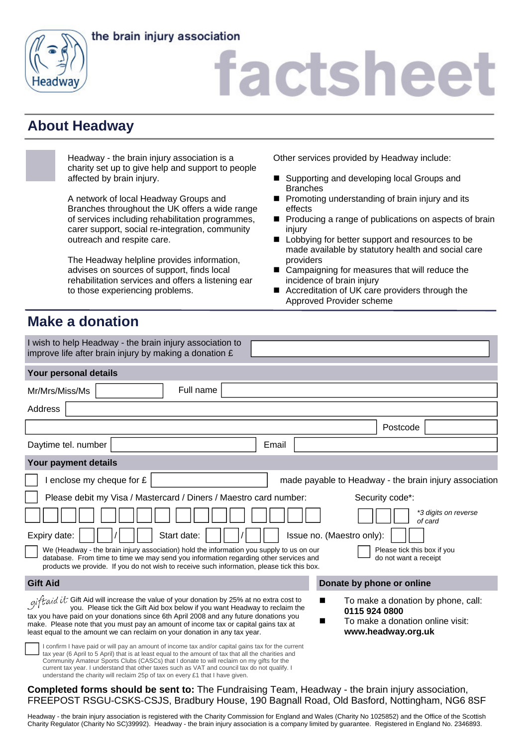the brain injury association

# factsheet

## About Headway

Headway - the brain injury association is a charity set up to give help and support to people affected by brain injury.

A network of local Headway Groups and Branches throughout the UK offers a wide range of services including rehabilitation programmes, carer support, social re-integration, community outreach and respite care.

The Headway helpline provides information, advises on sources of support, finds local rehabilitation services and offers a listening ear to those experiencing problems.

Other services provided by Headway include:

- Supporting and developing local Groups and Branches
- Promoting understanding of brain injury and its effects
- Producing a range of publications on aspects of brain injury
- Lobbying for better support and resources to be made available by statutory health and social care providers
- Campaigning for measures that will reduce the incidence of brain injury
- Accreditation of UK care providers through the Approved Provider scheme

## Make a donation

I wish to help Headway - the brain injury association to improve life after brain injury by making a donation £

**Your personal details**

Mr/Mrs/Miss/Ms ______ Full name ______

Address ______

______ Postcode ______

Daytime tel. number ______ Email ______

**Your payment details**

☐ I enclose my cheque for £ ______ made payable to Headway - the brain injury association

☐ Please debit my Visa / Mastercard / Diners / Maestro card number: Security code*:

*3 digits on reverse of card*

Expiry date: __ / __ Start date: __ / __ Issue no. (Maestro only):

☐ We (Headway - the brain injury association) hold the information you supply to us on our database. From time to time we may send you information regarding other services and products we provide. If you do not wish to receive such information, please tick this box.

☐ Please tick this box if you do not want a receipt

**Gift Aid**

*giftaid it* Gift Aid will increase the value of your donation by 25% at no extra cost to you. Please tick the Gift Aid box below if you want Headway to reclaim the tax you have paid on your donations since 6th April 2008 and any future donations you make. Please note that you must pay an amount of income tax or capital gains tax at least equal to the amount we can reclaim on your donation in any tax year.

☐ I confirm I have paid or will pay an amount of income tax and/or capital gains tax for the current tax year (6 April to 5 April) that is at least equal to the amount of tax that all the charities and Community Amateur Sports Clubs (CASCs) that I donate to will reclaim on my gifts for the current tax year. I understand that other taxes such as VAT and council tax do not qualify. I understand the charity will reclaim 25p of tax on every £1 that I have given.

**Donate by phone or online**

- To make a donation by phone, call: **0115 924 0800**
- To make a donation online visit: **www.headway.org.uk**

**Completed forms should be sent to:** The Fundraising Team, Headway - the brain injury association, FREEPOST RSGU-CSKS-CSJS, Bradbury House, 190 Bagnall Road, Old Basford, Nottingham, NG6 8SF

Headway - the brain injury association is registered with the Charity Commission for England and Wales (Charity No 1025852) and the Office of the Scottish Charity Regulator (Charity No SC)39992). Headway - the brain injury association is a company limited by guarantee. Registered in England No. 2346893.